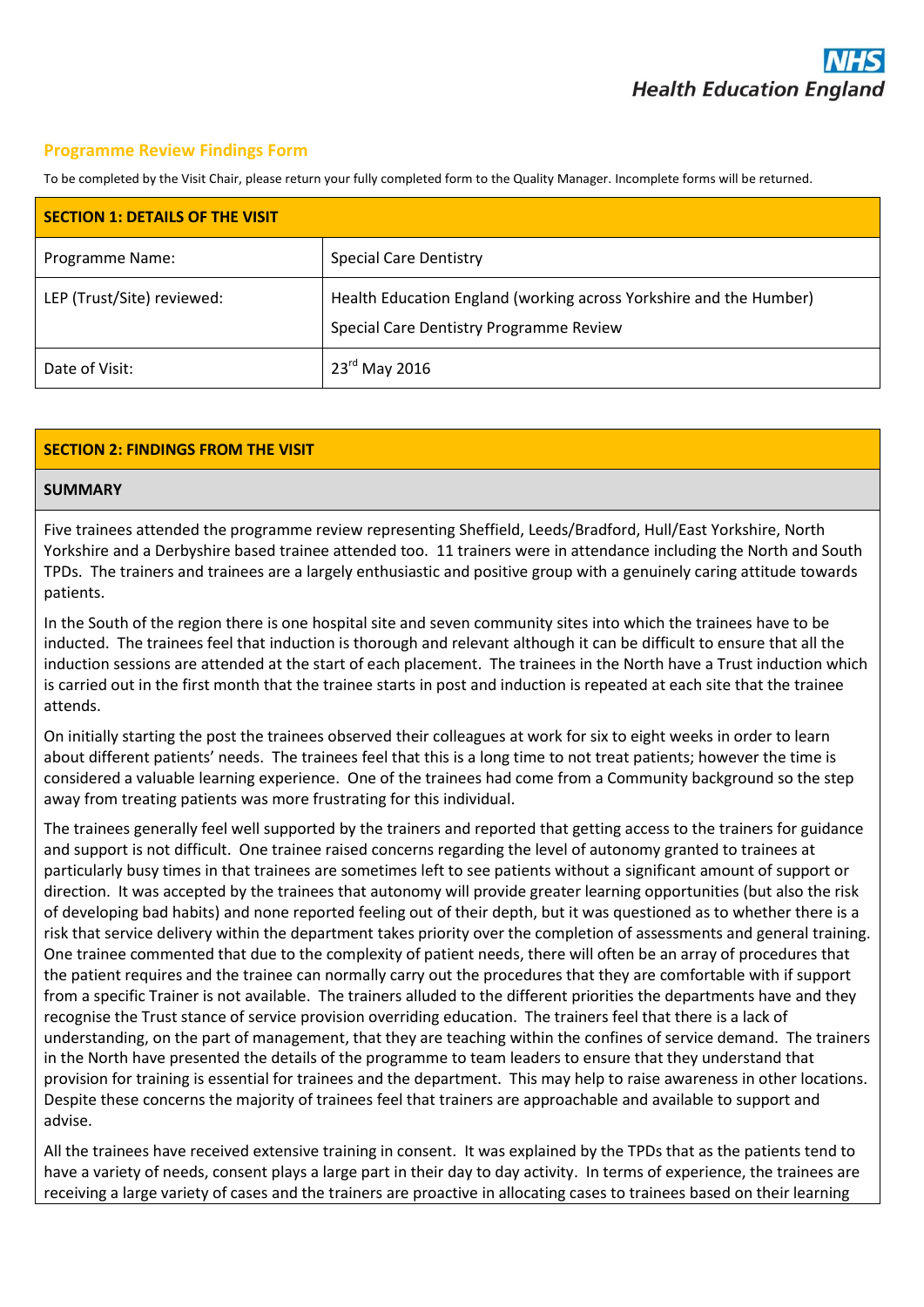NHS Health Education England

## Programme Review Findings Form

To be completed by the Visit Chair, please return your fully completed form to the Quality Manager. Incomplete forms will be returned.

| SECTION 1: DETAILS OF THE VISIT | |
|---|---|
| Programme Name: | Special Care Dentistry |
| LEP (Trust/Site) reviewed: | Health Education England (working across Yorkshire and the Humber)<br>Special Care Dentistry Programme Review |
| Date of Visit: | 23rd May 2016 |

## SECTION 2: FINDINGS FROM THE VISIT

### SUMMARY

Five trainees attended the programme review representing Sheffield, Leeds/Bradford, Hull/East Yorkshire, North Yorkshire and a Derbyshire based trainee attended too. 11 trainers were in attendance including the North and South TPDs. The trainers and trainees are a largely enthusiastic and positive group with a genuinely caring attitude towards patients.

In the South of the region there is one hospital site and seven community sites into which the trainees have to be inducted. The trainees feel that induction is thorough and relevant although it can be difficult to ensure that all the induction sessions are attended at the start of each placement. The trainees in the North have a Trust induction which is carried out in the first month that the trainee starts in post and induction is repeated at each site that the trainee attends.

On initially starting the post the trainees observed their colleagues at work for six to eight weeks in order to learn about different patients' needs. The trainees feel that this is a long time to not treat patients; however the time is considered a valuable learning experience. One of the trainees had come from a Community background so the step away from treating patients was more frustrating for this individual.

The trainees generally feel well supported by the trainers and reported that getting access to the trainers for guidance and support is not difficult. One trainee raised concerns regarding the level of autonomy granted to trainees at particularly busy times in that trainees are sometimes left to see patients without a significant amount of support or direction. It was accepted by the trainees that autonomy will provide greater learning opportunities (but also the risk of developing bad habits) and none reported feeling out of their depth, but it was questioned as to whether there is a risk that service delivery within the department takes priority over the completion of assessments and general training. One trainee commented that due to the complexity of patient needs, there will often be an array of procedures that the patient requires and the trainee can normally carry out the procedures that they are comfortable with if support from a specific Trainer is not available. The trainers alluded to the different priorities the departments have and they recognise the Trust stance of service provision overriding education. The trainers feel that there is a lack of understanding, on the part of management, that they are teaching within the confines of service demand. The trainers in the North have presented the details of the programme to team leaders to ensure that they understand that provision for training is essential for trainees and the department. This may help to raise awareness in other locations. Despite these concerns the majority of trainees feel that trainers are approachable and available to support and advise.

All the trainees have received extensive training in consent. It was explained by the TPDs that as the patients tend to have a variety of needs, consent plays a large part in their day to day activity. In terms of experience, the trainees are receiving a large variety of cases and the trainers are proactive in allocating cases to trainees based on their learning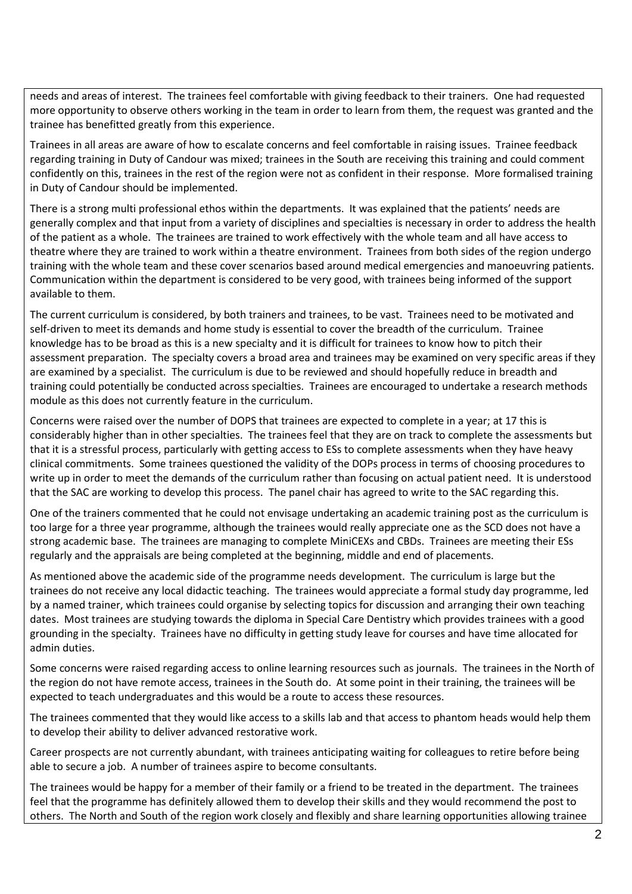needs and areas of interest. The trainees feel comfortable with giving feedback to their trainers. One had requested more opportunity to observe others working in the team in order to learn from them, the request was granted and the trainee has benefitted greatly from this experience.

Trainees in all areas are aware of how to escalate concerns and feel comfortable in raising issues. Trainee feedback regarding training in Duty of Candour was mixed; trainees in the South are receiving this training and could comment confidently on this, trainees in the rest of the region were not as confident in their response. More formalised training in Duty of Candour should be implemented.

There is a strong multi professional ethos within the departments. It was explained that the patients' needs are generally complex and that input from a variety of disciplines and specialties is necessary in order to address the health of the patient as a whole. The trainees are trained to work effectively with the whole team and all have access to theatre where they are trained to work within a theatre environment. Trainees from both sides of the region undergo training with the whole team and these cover scenarios based around medical emergencies and manoeuvring patients. Communication within the department is considered to be very good, with trainees being informed of the support available to them.

The current curriculum is considered, by both trainers and trainees, to be vast. Trainees need to be motivated and self-driven to meet its demands and home study is essential to cover the breadth of the curriculum. Trainee knowledge has to be broad as this is a new specialty and it is difficult for trainees to know how to pitch their assessment preparation. The specialty covers a broad area and trainees may be examined on very specific areas if they are examined by a specialist. The curriculum is due to be reviewed and should hopefully reduce in breadth and training could potentially be conducted across specialties. Trainees are encouraged to undertake a research methods module as this does not currently feature in the curriculum.

Concerns were raised over the number of DOPS that trainees are expected to complete in a year; at 17 this is considerably higher than in other specialties. The trainees feel that they are on track to complete the assessments but that it is a stressful process, particularly with getting access to ESs to complete assessments when they have heavy clinical commitments. Some trainees questioned the validity of the DOPs process in terms of choosing procedures to write up in order to meet the demands of the curriculum rather than focusing on actual patient need. It is understood that the SAC are working to develop this process. The panel chair has agreed to write to the SAC regarding this.

One of the trainers commented that he could not envisage undertaking an academic training post as the curriculum is too large for a three year programme, although the trainees would really appreciate one as the SCD does not have a strong academic base. The trainees are managing to complete MiniCEXs and CBDs. Trainees are meeting their ESs regularly and the appraisals are being completed at the beginning, middle and end of placements.

As mentioned above the academic side of the programme needs development. The curriculum is large but the trainees do not receive any local didactic teaching. The trainees would appreciate a formal study day programme, led by a named trainer, which trainees could organise by selecting topics for discussion and arranging their own teaching dates. Most trainees are studying towards the diploma in Special Care Dentistry which provides trainees with a good grounding in the specialty. Trainees have no difficulty in getting study leave for courses and have time allocated for admin duties.

Some concerns were raised regarding access to online learning resources such as journals. The trainees in the North of the region do not have remote access, trainees in the South do. At some point in their training, the trainees will be expected to teach undergraduates and this would be a route to access these resources.

The trainees commented that they would like access to a skills lab and that access to phantom heads would help them to develop their ability to deliver advanced restorative work.

Career prospects are not currently abundant, with trainees anticipating waiting for colleagues to retire before being able to secure a job. A number of trainees aspire to become consultants.

The trainees would be happy for a member of their family or a friend to be treated in the department. The trainees feel that the programme has definitely allowed them to develop their skills and they would recommend the post to others. The North and South of the region work closely and flexibly and share learning opportunities allowing trainee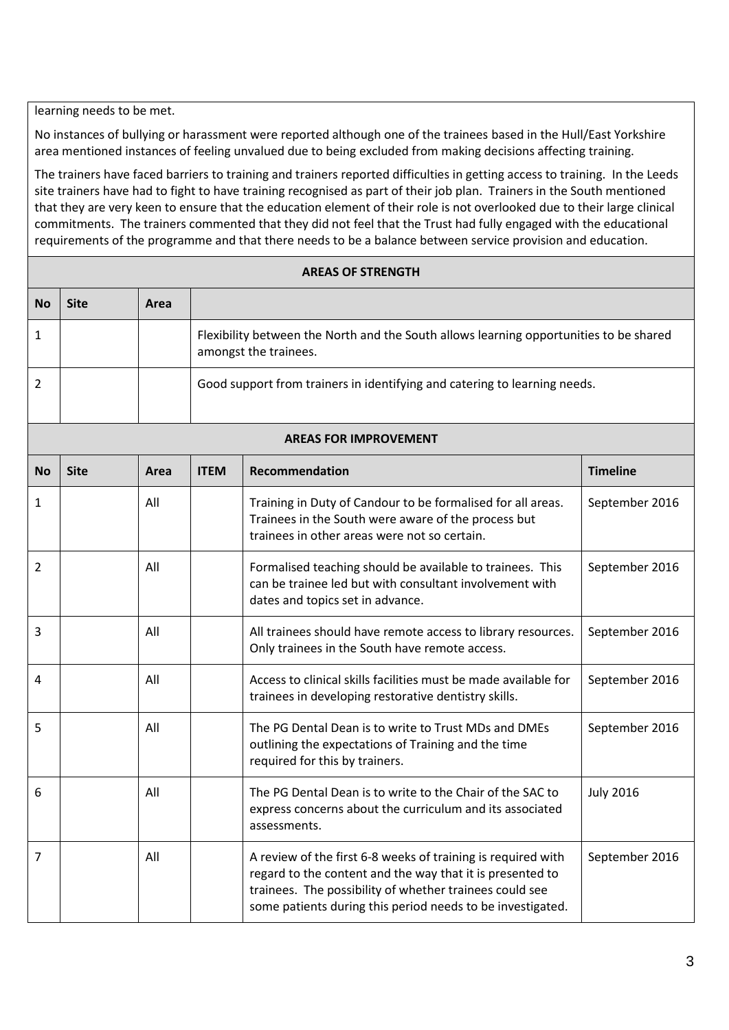learning needs to be met.

No instances of bullying or harassment were reported although one of the trainees based in the Hull/East Yorkshire area mentioned instances of feeling unvalued due to being excluded from making decisions affecting training.

The trainers have faced barriers to training and trainers reported difficulties in getting access to training. In the Leeds site trainers have had to fight to have training recognised as part of their job plan. Trainers in the South mentioned that they are very keen to ensure that the education element of their role is not overlooked due to their large clinical commitments. The trainers commented that they did not feel that the Trust had fully engaged with the educational requirements of the programme and that there needs to be a balance between service provision and education.

**AREAS OF STRENGTH**

| No | Site | Area | |
|---|---|---|---|
| 1 | | | Flexibility between the North and the South allows learning opportunities to be shared amongst the trainees. |
| 2 | | | Good support from trainers in identifying and catering to learning needs. |

**AREAS FOR IMPROVEMENT**

| No | Site | Area | ITEM | Recommendation | Timeline |
|---|---|---|---|---|---|
| 1 | | All | | Training in Duty of Candour to be formalised for all areas. Trainees in the South were aware of the process but trainees in other areas were not so certain. | September 2016 |
| 2 | | All | | Formalised teaching should be available to trainees. This can be trainee led but with consultant involvement with dates and topics set in advance. | September 2016 |
| 3 | | All | | All trainees should have remote access to library resources. Only trainees in the South have remote access. | September 2016 |
| 4 | | All | | Access to clinical skills facilities must be made available for trainees in developing restorative dentistry skills. | September 2016 |
| 5 | | All | | The PG Dental Dean is to write to Trust MDs and DMEs outlining the expectations of Training and the time required for this by trainers. | September 2016 |
| 6 | | All | | The PG Dental Dean is to write to the Chair of the SAC to express concerns about the curriculum and its associated assessments. | July 2016 |
| 7 | | All | | A review of the first 6-8 weeks of training is required with regard to the content and the way that it is presented to trainees. The possibility of whether trainees could see some patients during this period needs to be investigated. | September 2016 |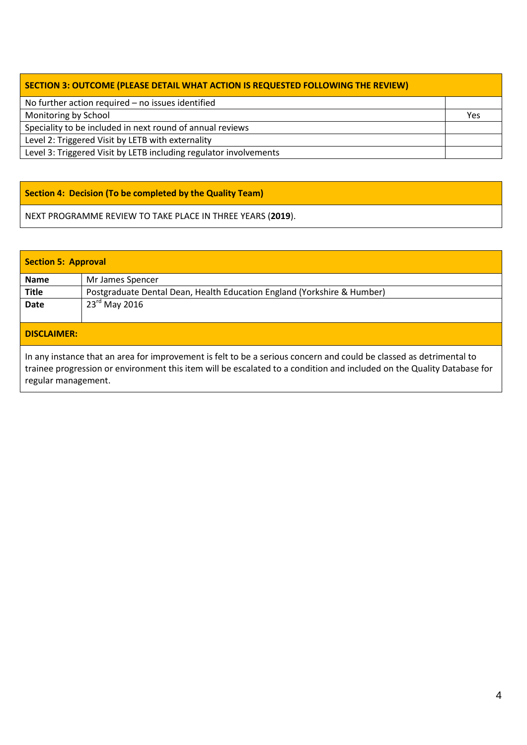| SECTION 3: OUTCOME (PLEASE DETAIL WHAT ACTION IS REQUESTED FOLLOWING THE REVIEW) | |
|---|---|
| No further action required – no issues identified | |
| Monitoring by School | Yes |
| Speciality to be included in next round of annual reviews | |
| Level 2: Triggered Visit by LETB with externality | |
| Level 3: Triggered Visit by LETB including regulator involvements | |

| Section 4: Decision (To be completed by the Quality Team) |
|---|
| NEXT PROGRAMME REVIEW TO TAKE PLACE IN THREE YEARS (**2019**). |

| Section 5: Approval | |
|---|---|
| **Name** | Mr James Spencer |
| **Title** | Postgraduate Dental Dean, Health Education England (Yorkshire & Humber) |
| **Date** | 23rd May 2016 |

| DISCLAIMER: |
|---|
| In any instance that an area for improvement is felt to be a serious concern and could be classed as detrimental to trainee progression or environment this item will be escalated to a condition and included on the Quality Database for regular management. |